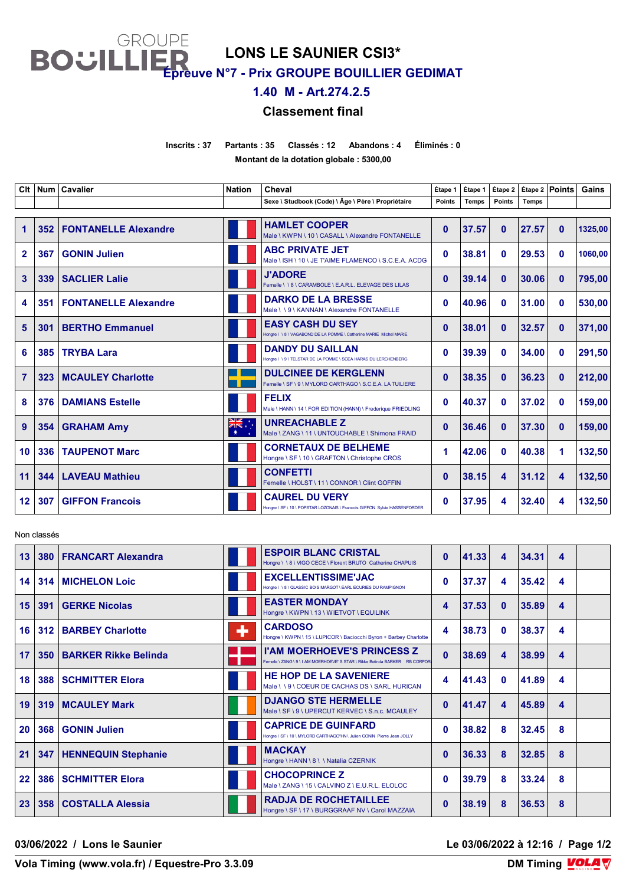GROUPE BOUILLIER

# LONS LE SAUNIER CSI3*

## Épreuve N°7 - Prix GROUPE BOUILLIER GEDIMAT

## 1.40 M - Art.274.2.5

## Classement final

**Inscrits : 37 Partants : 35 Classés : 12 Abandons : 4 Éliminés : 0**

**Montant de la dotation globale : 5300,00**

| Clt | Num | Cavalier | Nation | Cheval<br>Sexe \ Studbook (Code) \ Âge \ Père \ Propriétaire | Étape 1 Points | Étape 1 Temps | Étape 2 Points | Étape 2 Temps | Points | Gains |
|---|---|---|---|---|---|---|---|---|---|---|
| 1 | 352 | FONTANELLE Alexandre | | HAMLET COOPER<br>Male \ KWPN \ 10 \ CASALL \ Alexandre FONTANELLE | 0 | 37.57 | 0 | 27.57 | 0 | 1325,00 |
| 2 | 367 | GONIN Julien | | ABC PRIVATE JET<br>Male \ ISH \ 10 \ JE T'AIME FLAMENCO \ S.C.E.A. ACDG | 0 | 38.81 | 0 | 29.53 | 0 | 1060,00 |
| 3 | 339 | SACLIER Lalie | | J'ADORE<br>Femelle \ \ 8 \ CARAMBOLE \ E.A.R.L. ELEVAGE DES LILAS | 0 | 39.14 | 0 | 30.06 | 0 | 795,00 |
| 4 | 351 | FONTANELLE Alexandre | | DARKO DE LA BRESSE<br>Male \ \ 9 \ KANNAN \ Alexandre FONTANELLE | 0 | 40.96 | 0 | 31.00 | 0 | 530,00 |
| 5 | 301 | BERTHO Emmanuel | | EASY CASH DU SEY<br>Hongre \ \ 8 \ VAGABOND DE LA POMME \ Catherine MARIE Michel MARIE | 0 | 38.01 | 0 | 32.57 | 0 | 371,00 |
| 6 | 385 | TRYBA Lara | | DANDY DU SAILLAN<br>Hongre \ \ 9 \ TELSTAR DE LA POMME \ SCEA HARAS DU LERCHENBERG | 0 | 39.39 | 0 | 34.00 | 0 | 291,50 |
| 7 | 323 | MCAULEY Charlotte | | DULCINEE DE KERGLENN<br>Femelle \ SF \ 9 \ MYLORD CARTHAGO \ S.C.E.A. LA TUILIERE | 0 | 38.35 | 0 | 36.23 | 0 | 212,00 |
| 8 | 376 | DAMIANS Estelle | | FELIX<br>Male \ HANN \ 14 \ FOR EDITION (HANN) \ Frederique FRIEDLING | 0 | 40.37 | 0 | 37.02 | 0 | 159,00 |
| 9 | 354 | GRAHAM Amy | | UNREACHABLE Z<br>Male \ ZANG \ 11 \ UNTOUCHABLE \ Shimona FRAID | 0 | 36.46 | 0 | 37.30 | 0 | 159,00 |
| 10 | 336 | TAUPENOT Marc | | CORNETAUX DE BELHEME<br>Hongre \ SF \ 10 \ GRAFTON \ Christophe CROS | 1 | 42.06 | 0 | 40.38 | 1 | 132,50 |
| 11 | 344 | LAVEAU Mathieu | | CONFETTI<br>Femelle \ HOLST \ 11 \ CONNOR \ Clint GOFFIN | 0 | 38.15 | 4 | 31.12 | 4 | 132,50 |
| 12 | 307 | GIFFON Francois | | CAUREL DU VERY<br>Hongre \ SF \ 10 \ POPSTAR LOZONAIS \ Francois GIFFON Sylvie HASSENFORDER | 0 | 37.95 | 4 | 32.40 | 4 | 132,50 |

Non classés

| Clt | Num | Cavalier | Nation | Cheval | Étape 1 Points | Étape 1 Temps | Étape 2 Points | Étape 2 Temps | Points | Gains |
|---|---|---|---|---|---|---|---|---|---|---|
| 13 | 380 | FRANCART Alexandra | | ESPOIR BLANC CRISTAL<br>Hongre \ \ 8 \ VIGO CECE \ Florent BRUTO Catherine CHAPUIS | 0 | 41.33 | 4 | 34.31 | 4 | |
| 14 | 314 | MICHELON Loic | | EXCELLENTISSIME'JAC<br>Hongre \ \ 8 \ QLASSIC BOIS MARGOT \ EARL ECURIES DU RAMPIGNON | 0 | 37.37 | 4 | 35.42 | 4 | |
| 15 | 391 | GERKE Nicolas | | EASTER MONDAY<br>Hongre \ KWPN \ 13 \ WIETVOT \ EQUILINK | 4 | 37.53 | 0 | 35.89 | 4 | |
| 16 | 312 | BARBEY Charlotte | | CARDOSO<br>Hongre \ KWPN \ 15 \ LUPICOR \ Baciocchi Byron + Barbey Charlotte | 4 | 38.73 | 0 | 38.37 | 4 | |
| 17 | 350 | BARKER Rikke Belinda | | I'AM MOERHOEVE'S PRINCESS Z<br>Femelle \ ZANG \ 9 \ I AM MOERHOEVE' S STAR \ Rikke Belinda BARKER RB CORPORA | 0 | 38.69 | 4 | 38.99 | 4 | |
| 18 | 388 | SCHMITTER Elora | | HE HOP DE LA SAVENIERE<br>Male \ \ 9 \ COEUR DE CACHAS DS \ SARL HURICAN | 4 | 41.43 | 0 | 41.89 | 4 | |
| 19 | 319 | MCAULEY Mark | | DJANGO STE HERMELLE<br>Male \ SF \ 9 \ UPERCUT KERVEC \ S.n.c. MCAULEY | 0 | 41.47 | 4 | 45.89 | 4 | |
| 20 | 368 | GONIN Julien | | CAPRICE DE GUINFARD<br>Hongre \ SF \ 10 \ MYLORD CARTHAGO*HN \ Julien GONIN Pierre Jean JOLLY | 0 | 38.82 | 8 | 32.45 | 8 | |
| 21 | 347 | HENNEQUIN Stephanie | | MACKAY<br>Hongre \ HANN \ 8 \ \ Natalia CZERNIK | 0 | 36.33 | 8 | 32.85 | 8 | |
| 22 | 386 | SCHMITTER Elora | | CHOCOPRINCE Z<br>Male \ ZANG \ 15 \ CALVINO Z \ E.U.R.L. ELOLOC | 0 | 39.79 | 8 | 33.24 | 8 | |
| 23 | 358 | COSTALLA Alessia | | RADJA DE ROCHETAILLEE<br>Hongre \ SF \ 17 \ BURGGRAAF NV \ Carol MAZZAIA | 0 | 38.19 | 8 | 36.53 | 8 | |

**03/06/2022 / Lons le Saunier** **Le 03/06/2022 à 12:16**

**Vola Timing (www.vola.fr) / Equestre-Pro 3.3.09** **DM Timing**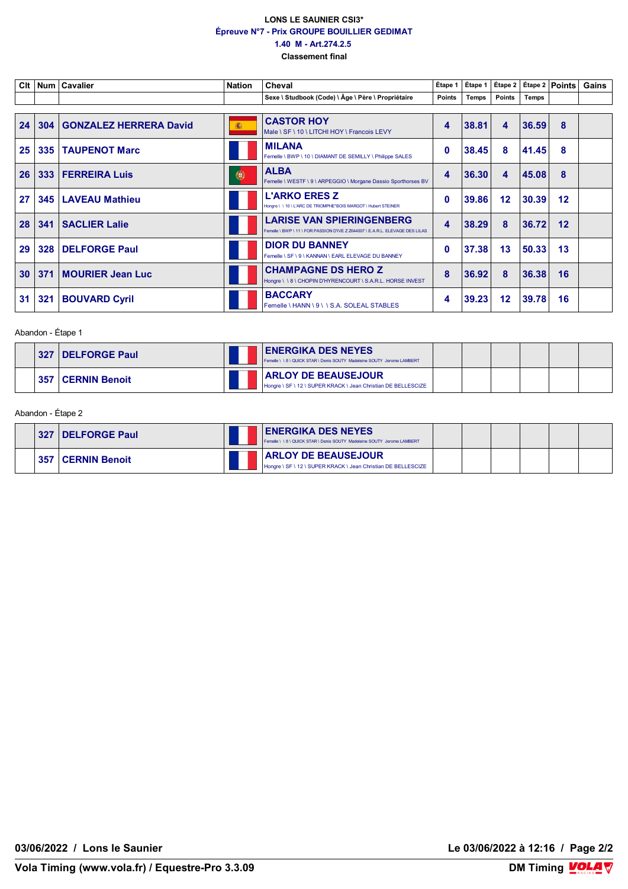**LONS LE SAUNIER CSI3***

**Épreuve N°7 - Prix GROUPE BOUILLIER GEDIMAT**

**1.40 M - Art.274.2.5**

**Classement final**

| Clt | Num | Cavalier | Nation | Cheval | Étape 1 | Étape 1 | Étape 2 | Étape 2 | Points | Gains |
|---|---|---|---|---|---|---|---|---|---|---|
| | | | | Sexe \ Studbook (Code) \ Âge \ Père \ Propriétaire | Points | Temps | Points | Temps | | |
| 24 | 304 | GONZALEZ HERRERA David | | CASTOR HOY<br>Male \ SF \ 10 \ LITCHI HOY \ Francois LEVY | 4 | 38.81 | 4 | 36.59 | 8 | |
| 25 | 335 | TAUPENOT Marc | | MILANA<br>Femelle \ BWP \ 10 \ DIAMANT DE SEMILLY \ Philippe SALES | 0 | 38.45 | 8 | 41.45 | 8 | |
| 26 | 333 | FERREIRA Luis | | ALBA<br>Femelle \ WESTF \ 9 \ ARPEGGIO \ Morgane Dassio Sporthorses BV | 4 | 36.30 | 4 | 45.08 | 8 | |
| 27 | 345 | LAVEAU Mathieu | | L'ARKO ERES Z<br>Hongre \ \ 10 \ L'ARC DE TRIOMPHE*BOIS MARGOT \ Hubert STEINER | 0 | 39.86 | 12 | 30.39 | 12 | |
| 28 | 341 | SACLIER Lalie | | LARISE VAN SPIERINGENBERG<br>Femelle \ BWP \ 11 \ FOR PASSION D'IVE Z Z644007 \ E.A.R.L. ELEVAGE DES LILAS | 4 | 38.29 | 8 | 36.72 | 12 | |
| 29 | 328 | DELFORGE Paul | | DIOR DU BANNEY<br>Femelle \ SF \ 9 \ KANNAN \ EARL ELEVAGE DU BANNEY | 0 | 37.38 | 13 | 50.33 | 13 | |
| 30 | 371 | MOURIER Jean Luc | | CHAMPAGNE DS HERO Z<br>Hongre \ \ 8 \ CHOPIN D'HYRENCOURT \ S.A.R.L. HORSE INVEST | 8 | 36.92 | 8 | 36.38 | 16 | |
| 31 | 321 | BOUVARD Cyril | | BACCARY<br>Femelle \ HANN \ 9 \ \ S.A. SOLEAL STABLES | 4 | 39.23 | 12 | 39.78 | 16 | |

Abandon - Étape 1

| | | | | | | | | | | |
|---|---|---|---|---|---|---|---|---|---|---|
| | 327 | DELFORGE Paul | | ENERGIKA DES NEYES<br>Femelle \ \ 8 \ QUICK STAR \ Denis SOUTY Madeleine SOUTY Jerome LAMBERT | | | | | | |
| | 357 | CERNIN Benoit | | ARLOY DE BEAUSEJOUR<br>Hongre \ SF \ 12 \ SUPER KRACK \ Jean Christian DE BELLESCIZE | | | | | | |

Abandon - Étape 2

| | | | | | | | | | | |
|---|---|---|---|---|---|---|---|---|---|---|
| | 327 | DELFORGE Paul | | ENERGIKA DES NEYES<br>Femelle \ \ 8 \ QUICK STAR \ Denis SOUTY Madeleine SOUTY Jerome LAMBERT | | | | | | |
| | 357 | CERNIN Benoit | | ARLOY DE BEAUSEJOUR<br>Hongre \ SF \ 12 \ SUPER KRACK \ Jean Christian DE BELLESCIZE | | | | | | |

03/06/2022 / Lons le Saunier — Le 03/06/2022 à 12:16

Vola Timing (www.vola.fr) / Equestre-Pro 3.3.09 — DM Timing